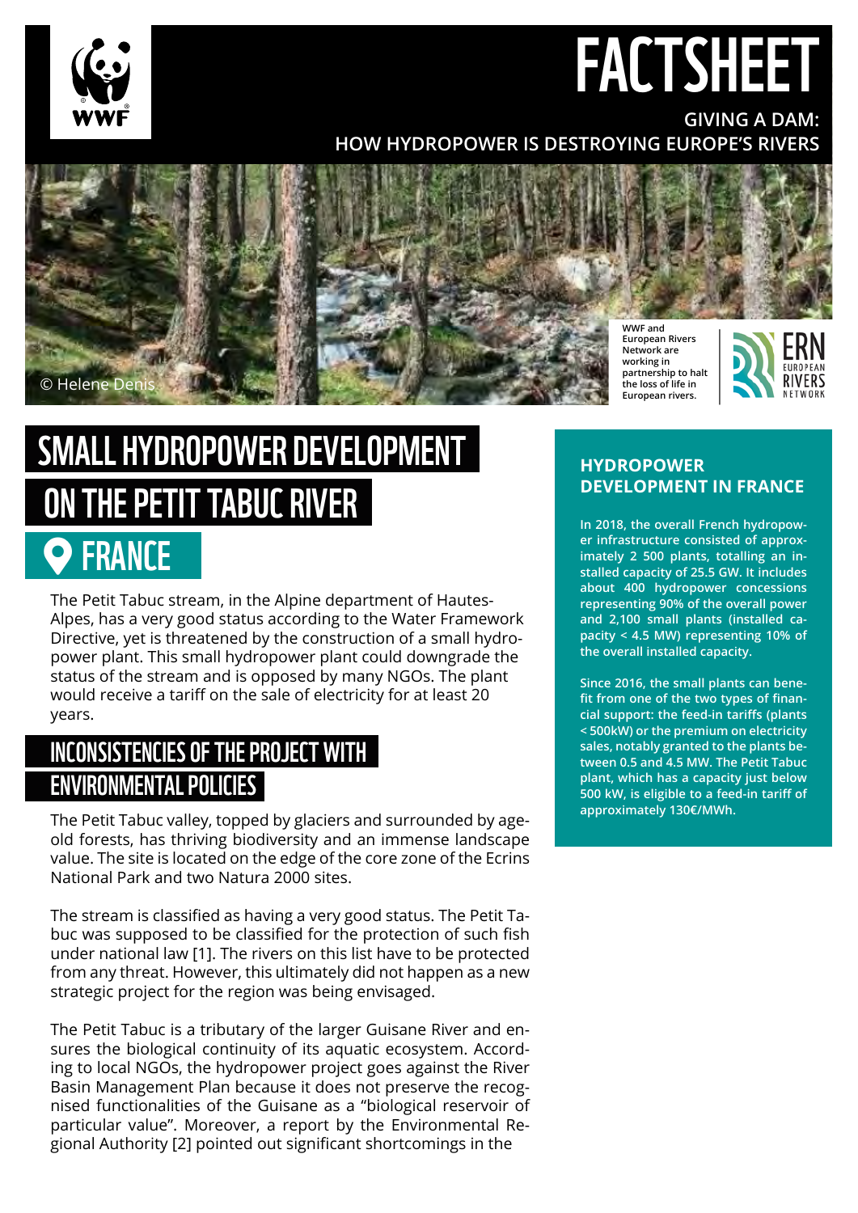# FACTSHEET

**GIVING A DAM: HOW HYDROPOWER IS DESTROYING EUROPE'S RIVERS**

© Helene Denis

WWF and European Rivers Network are working in partnership to halt the loss of life in European rivers.

# SMALL HYDROPOWER DEVELOPMENT ON THE PETIT TABUC RIVER

## FRANCE

The Petit Tabuc stream, in the Alpine department of Hautes-Alpes, has a very good status according to the Water Framework Directive, yet is threatened by the construction of a small hydropower plant. This small hydropower plant could downgrade the status of the stream and is opposed by many NGOs. The plant would receive a tariff on the sale of electricity for at least 20 years.

## INCONSISTENCIES OF THE PROJECT WITH ENVIRONMENTAL POLICIES

The Petit Tabuc valley, topped by glaciers and surrounded by age-old forests, has thriving biodiversity and an immense landscape value. The site is located on the edge of the core zone of the Ecrins National Park and two Natura 2000 sites.

The stream is classified as having a very good status. The Petit Tabuc was supposed to be classified for the protection of such fish under national law [1]. The rivers on this list have to be protected from any threat. However, this ultimately did not happen as a new strategic project for the region was being envisaged.

The Petit Tabuc is a tributary of the larger Guisane River and ensures the biological continuity of its aquatic ecosystem. According to local NGOs, the hydropower project goes against the River Basin Management Plan because it does not preserve the recognised functionalities of the Guisane as a "biological reservoir of particular value". Moreover, a report by the Environmental Regional Authority [2] pointed out significant shortcomings in the

### HYDROPOWER DEVELOPMENT IN FRANCE

**In 2018, the overall French hydropower infrastructure consisted of approximately 2 500 plants, totalling an installed capacity of 25.5 GW. It includes about 400 hydropower concessions representing 90% of the overall power and 2,100 small plants (installed capacity < 4.5 MW) representing 10% of the overall installed capacity.**

**Since 2016, the small plants can benefit from one of the two types of financial support: the feed-in tariffs (plants < 500kW) or the premium on electricity sales, notably granted to the plants between 0.5 and 4.5 MW. The Petit Tabuc plant, which has a capacity just below 500 kW, is eligible to a feed-in tariff of approximately 130€/MWh.**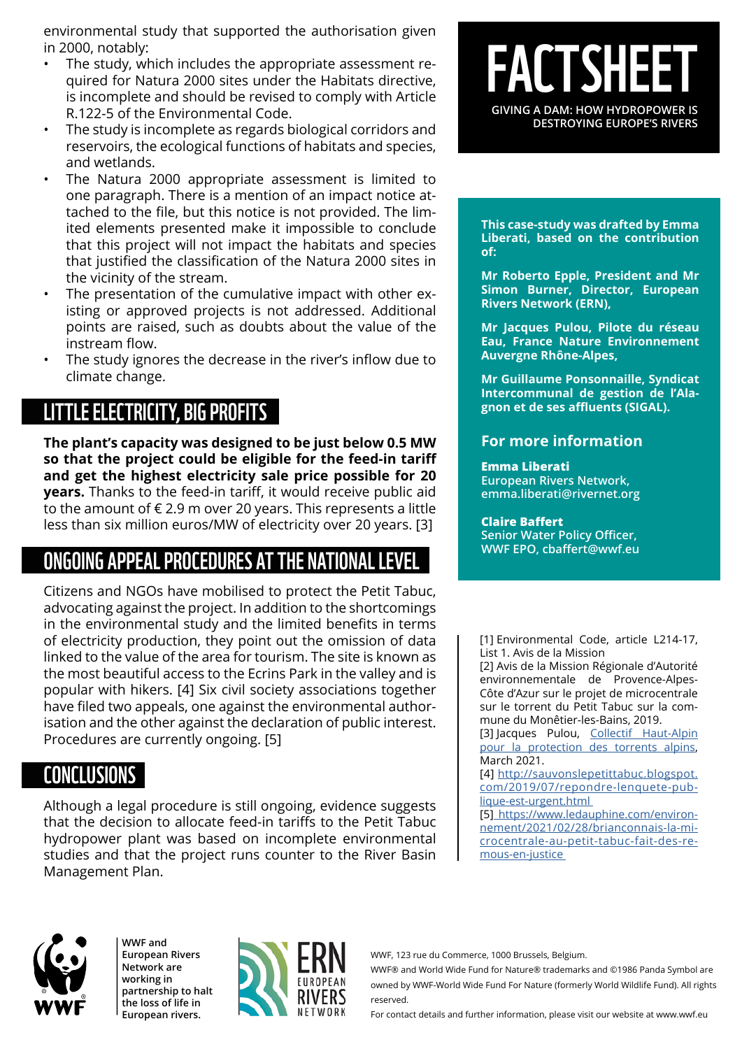environmental study that supported the authorisation given in 2000, notably:

- The study, which includes the appropriate assessment required for Natura 2000 sites under the Habitats directive, is incomplete and should be revised to comply with Article R.122-5 of the Environmental Code.
- The study is incomplete as regards biological corridors and reservoirs, the ecological functions of habitats and species, and wetlands.
- The Natura 2000 appropriate assessment is limited to one paragraph. There is a mention of an impact notice attached to the file, but this notice is not provided. The limited elements presented make it impossible to conclude that this project will not impact the habitats and species that justified the classification of the Natura 2000 sites in the vicinity of the stream.
- The presentation of the cumulative impact with other existing or approved projects is not addressed. Additional points are raised, such as doubts about the value of the instream flow.
- The study ignores the decrease in the river's inflow due to climate change.

## LITTLE ELECTRICITY, BIG PROFITS

**The plant's capacity was designed to be just below 0.5 MW so that the project could be eligible for the feed-in tariff and get the highest electricity sale price possible for 20 years.** Thanks to the feed-in tariff, it would receive public aid to the amount of € 2.9 m over 20 years. This represents a little less than six million euros/MW of electricity over 20 years. [3]

## ONGOING APPEAL PROCEDURES AT THE NATIONAL LEVEL

Citizens and NGOs have mobilised to protect the Petit Tabuc, advocating against the project. In addition to the shortcomings in the environmental study and the limited benefits in terms of electricity production, they point out the omission of data linked to the value of the area for tourism. The site is known as the most beautiful access to the Ecrins Park in the valley and is popular with hikers. [4] Six civil society associations together have filed two appeals, one against the environmental authorisation and the other against the declaration of public interest. Procedures are currently ongoing. [5]

## CONCLUSIONS

Although a legal procedure is still ongoing, evidence suggests that the decision to allocate feed-in tariffs to the Petit Tabuc hydropower plant was based on incomplete environmental studies and that the project runs counter to the River Basin Management Plan.

# FACTSHEET

**GIVING A DAM: HOW HYDROPOWER IS DESTROYING EUROPE'S RIVERS**

**This case-study was drafted by Emma Liberati, based on the contribution of:**

**Mr Roberto Epple, President and Mr Simon Burner, Director, European Rivers Network (ERN),**

**Mr Jacques Pulou, Pilote du réseau Eau, France Nature Environnement Auvergne Rhône-Alpes,**

**Mr Guillaume Ponsonnaille, Syndicat Intercommunal de gestion de l'Alagnon et de ses affluents (SIGAL).**

### For more information

**Emma Liberati**
**European Rivers Network, emma.liberati@rivernet.org**

**Claire Baffert**
**Senior Water Policy Officer, WWF EPO, cbaffert@wwf.eu**

[1] Environmental Code, article L214-17, List 1. Avis de la Mission
[2] Avis de la Mission Régionale d'Autorité environnementale de Provence-Alpes-Côte d'Azur sur le projet de microcentrale sur le torrent du Petit Tabuc sur la commune du Monêtier-les-Bains, 2019.
[3] Jacques Pulou, Collectif Haut-Alpin pour la protection des torrents alpins, March 2021.
[4] http://sauvonslepetittabuc.blogspot.com/2019/07/repondre-lenquete-publique-est-urgent.html
[5] https://www.ledauphine.com/environnement/2021/02/28/brianconnais-la-microcentrale-au-petit-tabuc-fait-des-remous-en-justice

WWF and European Rivers Network are working in partnership to halt the loss of life in European rivers.

WWF, 123 rue du Commerce, 1000 Brussels, Belgium.
WWF® and World Wide Fund for Nature® trademarks and ©1986 Panda Symbol are owned by WWF-World Wide Fund For Nature (formerly World Wildlife Fund). All rights reserved.
For contact details and further information, please visit our website at www.wwf.eu